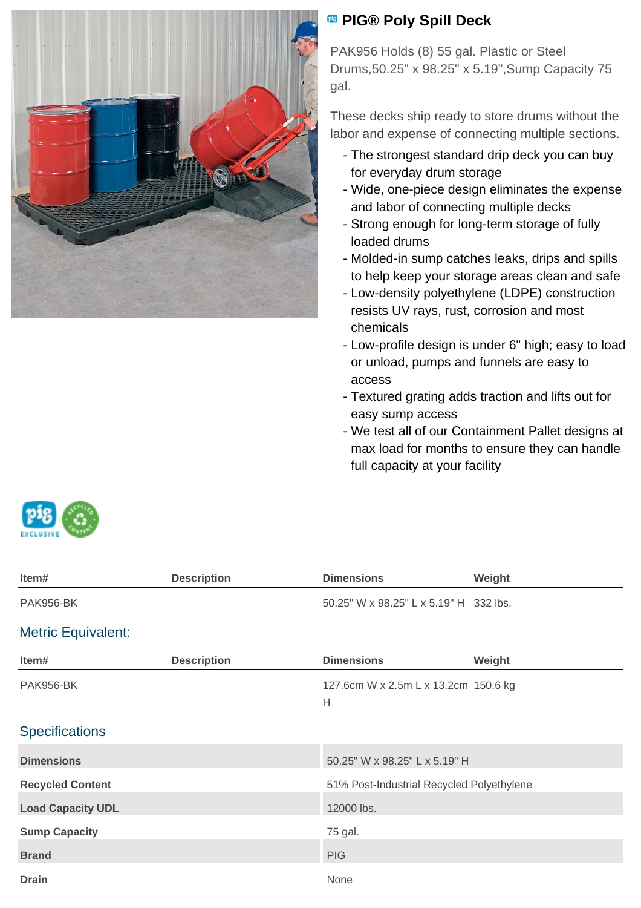# PIG® Poly Spill Deck

PAK956 Holds (8) 55 gal. Plastic or Steel Drums,50.25" x 98.25" x 5.19",Sump Capacity 75 gal.

These decks ship ready to store drums without the labor and expense of connecting multiple sections.

- The strongest standard drip deck you can buy for everyday drum storage
- Wide, one-piece design eliminates the expense and labor of connecting multiple decks
- Strong enough for long-term storage of fully loaded drums
- Molded-in sump catches leaks, drips and spills to help keep your storage areas clean and safe
- Low-density polyethylene (LDPE) construction resists UV rays, rust, corrosion and most chemicals
- Low-profile design is under 6" high; easy to load or unload, pumps and funnels are easy to access
- Textured grating adds traction and lifts out for easy sump access
- We test all of our Containment Pallet designs at max load for months to ensure they can handle full capacity at your facility

| Item# | Description | Dimensions | Weight |
|---|---|---|---|
| PAK956-BK | | 50.25" W x 98.25" L x 5.19" H | 332 lbs. |

## Metric Equivalent:

| Item# | Description | Dimensions | Weight |
|---|---|---|---|
| PAK956-BK | | 127.6cm W x 2.5m L x 13.2cm H | 150.6 kg |

## Specifications

| | |
|---|---|
| **Dimensions** | 50.25" W x 98.25" L x 5.19" H |
| **Recycled Content** | 51% Post-Industrial Recycled Polyethylene |
| **Load Capacity UDL** | 12000 lbs. |
| **Sump Capacity** | 75 gal. |
| **Brand** | PIG |
| **Drain** | None |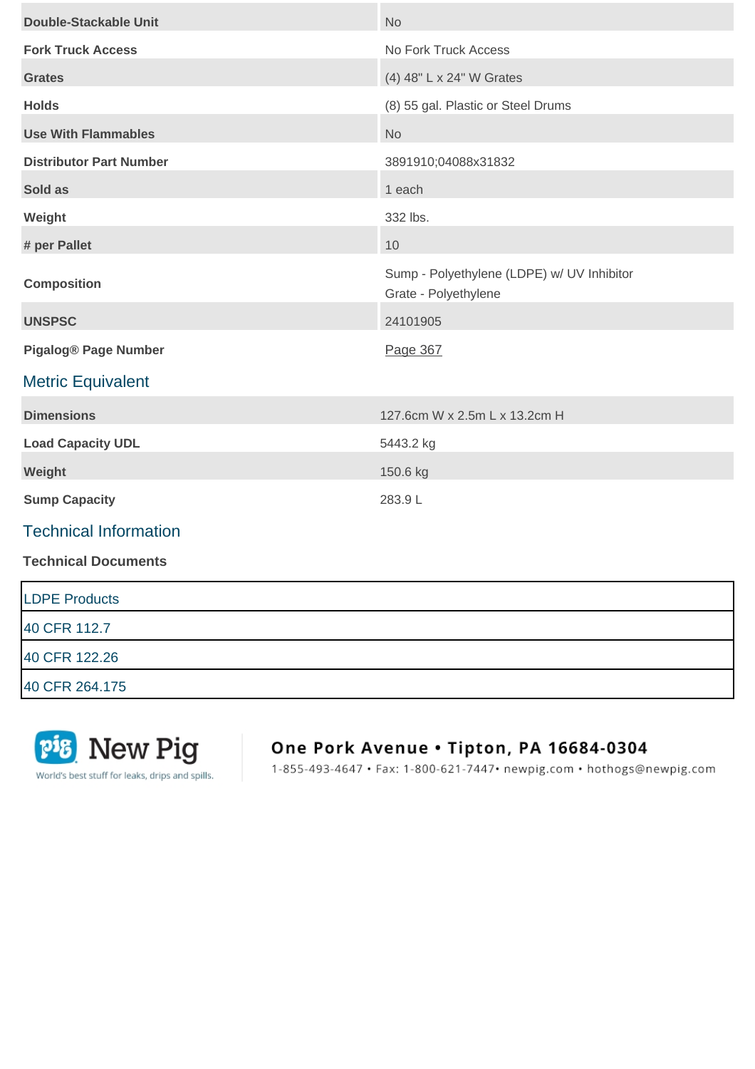| | |
|---|---|
| **Double-Stackable Unit** | No |
| **Fork Truck Access** | No Fork Truck Access |
| **Grates** | (4) 48" L x 24" W Grates |
| **Holds** | (8) 55 gal. Plastic or Steel Drums |
| **Use With Flammables** | No |
| **Distributor Part Number** | 3891910;04088x31832 |
| **Sold as** | 1 each |
| **Weight** | 332 lbs. |
| **# per Pallet** | 10 |
| **Composition** | Sump - Polyethylene (LDPE) w/ UV Inhibitor<br>Grate - Polyethylene |
| **UNSPSC** | 24101905 |
| **Pigalog® Page Number** | Page 367 |

## Metric Equivalent

| | |
|---|---|
| **Dimensions** | 127.6cm W x 2.5m L x 13.2cm H |
| **Load Capacity UDL** | 5443.2 kg |
| **Weight** | 150.6 kg |
| **Sump Capacity** | 283.9 L |

## Technical Information

### Technical Documents

| |
|---|
| LDPE Products |
| 40 CFR 112.7 |
| 40 CFR 122.26 |
| 40 CFR 264.175 |

New Pig
World's best stuff for leaks, drips and spills.

**One Pork Avenue • Tipton, PA 16684-0304**
1-855-493-4647 • Fax: 1-800-621-7447• newpig.com • hothogs@newpig.com